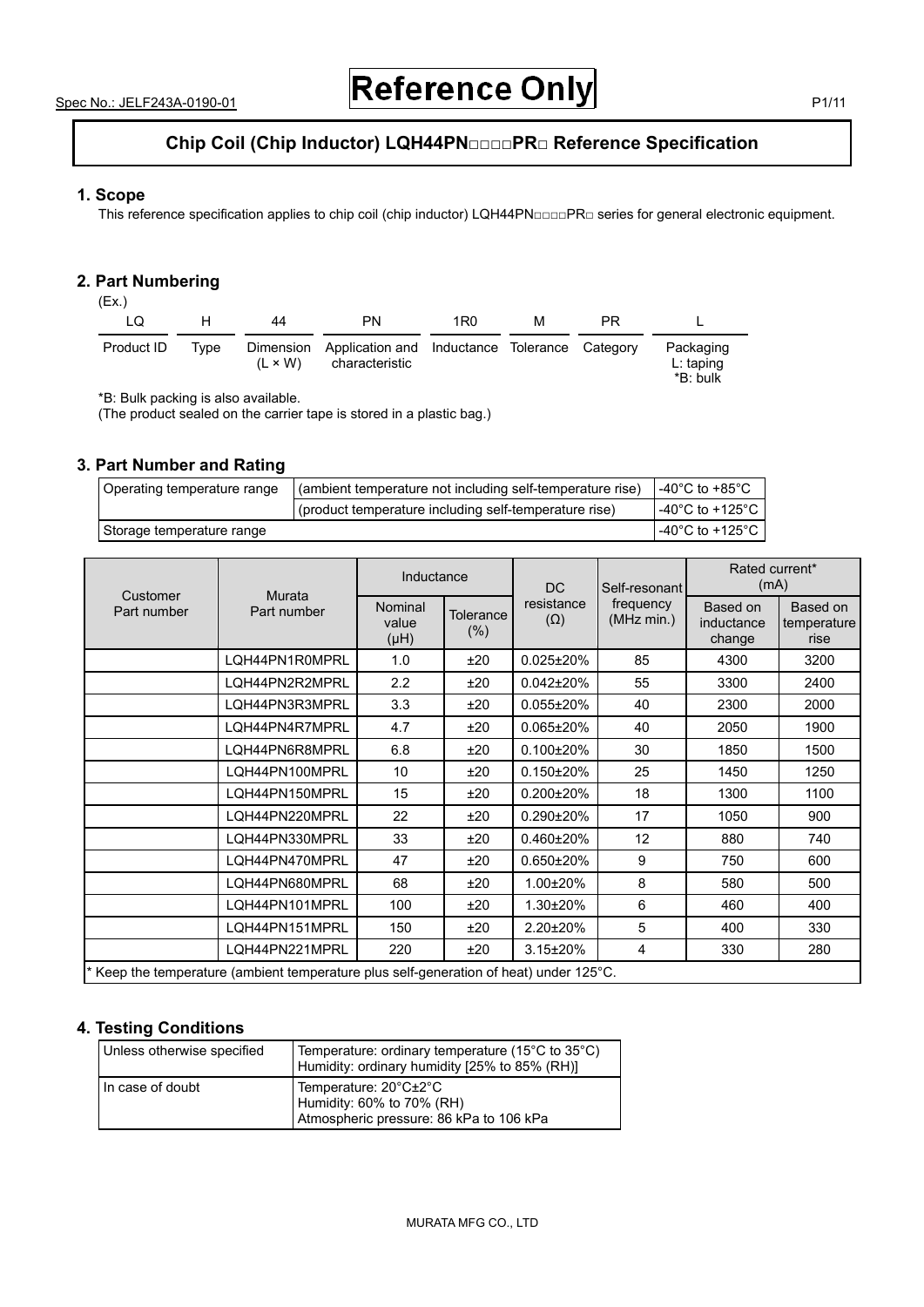Spec No.: JELF243A-0190-01

# Reference Only

## Chip Coil (Chip Inductor) LQH44PN□□□□PR□ Reference Specification

### 1. Scope

This reference specification applies to chip coil (chip inductor) LQH44PN□□□□PR□ series for general electronic equipment.

### 2. Part Numbering

(Ex.)

| LQ | H | 44 | PN | 1R0 | M | PR | L |
|---|---|---|---|---|---|---|---|
| Product ID | Type | Dimension (L × W) | Application and characteristic | Inductance | Tolerance | Category | Packaging L: taping *B: bulk |

*B: Bulk packing is also available.
(The product sealed on the carrier tape is stored in a plastic bag.)

### 3. Part Number and Rating

| Operating temperature range | (ambient temperature not including self-temperature rise) | -40°C to +85°C |
|---|---|---|
| | (product temperature including self-temperature rise) | -40°C to +125°C |
| Storage temperature range | | -40°C to +125°C |

| Customer Part number | Murata Part number | Inductance | | DC resistance (Ω) | Self-resonant frequency (MHz min.) | Rated current* (mA) | |
|---|---|---|---|---|---|---|---|
| | | Nominal value (µH) | Tolerance (%) | | | Based on inductance change | Based on temperature rise |
| | LQH44PN1R0MPRL | 1.0 | ±20 | 0.025±20% | 85 | 4300 | 3200 |
| | LQH44PN2R2MPRL | 2.2 | ±20 | 0.042±20% | 55 | 3300 | 2400 |
| | LQH44PN3R3MPRL | 3.3 | ±20 | 0.055±20% | 40 | 2300 | 2000 |
| | LQH44PN4R7MPRL | 4.7 | ±20 | 0.065±20% | 40 | 2050 | 1900 |
| | LQH44PN6R8MPRL | 6.8 | ±20 | 0.100±20% | 30 | 1850 | 1500 |
| | LQH44PN100MPRL | 10 | ±20 | 0.150±20% | 25 | 1450 | 1250 |
| | LQH44PN150MPRL | 15 | ±20 | 0.200±20% | 18 | 1300 | 1100 |
| | LQH44PN220MPRL | 22 | ±20 | 0.290±20% | 17 | 1050 | 900 |
| | LQH44PN330MPRL | 33 | ±20 | 0.460±20% | 12 | 880 | 740 |
| | LQH44PN470MPRL | 47 | ±20 | 0.650±20% | 9 | 750 | 600 |
| | LQH44PN680MPRL | 68 | ±20 | 1.00±20% | 8 | 580 | 500 |
| | LQH44PN101MPRL | 100 | ±20 | 1.30±20% | 6 | 460 | 400 |
| | LQH44PN151MPRL | 150 | ±20 | 2.20±20% | 5 | 400 | 330 |
| | LQH44PN221MPRL | 220 | ±20 | 3.15±20% | 4 | 330 | 280 |

* Keep the temperature (ambient temperature plus self-generation of heat) under 125°C.

### 4. Testing Conditions

| Unless otherwise specified | Temperature: ordinary temperature (15°C to 35°C) Humidity: ordinary humidity [25% to 85% (RH)] |
|---|---|
| In case of doubt | Temperature: 20°C±2°C Humidity: 60% to 70% (RH) Atmospheric pressure: 86 kPa to 106 kPa |

MURATA MFG CO., LTD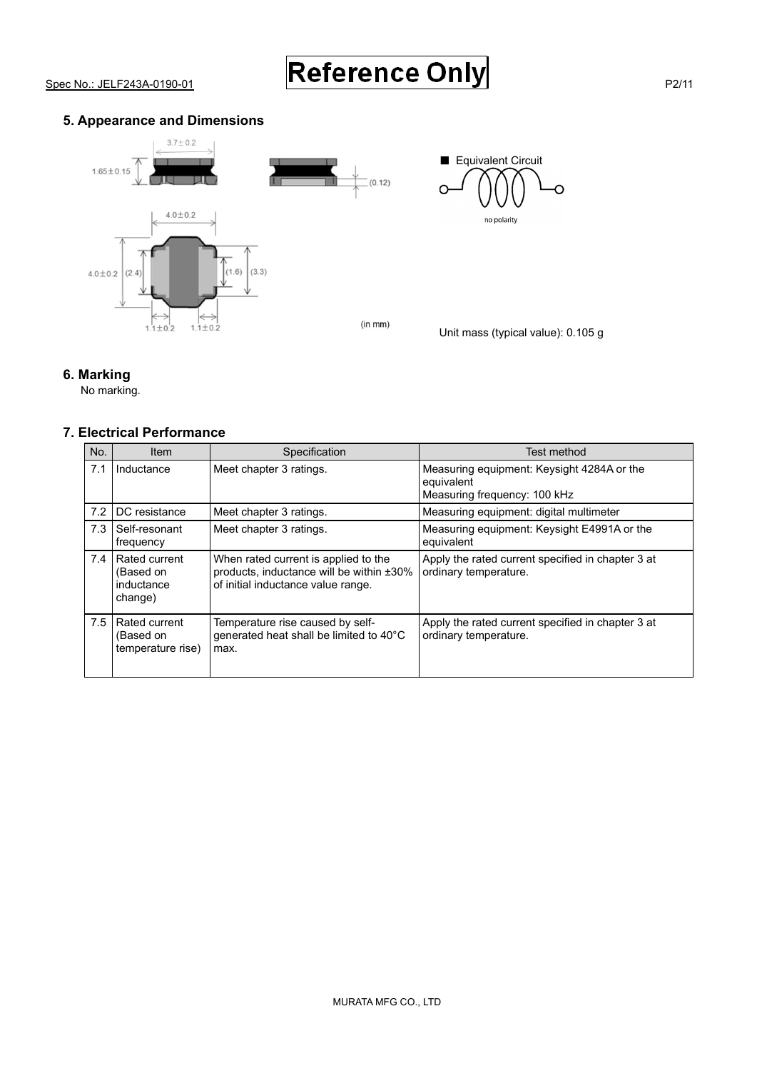## 5. Appearance and Dimensions

■ Equivalent Circuit

no polarity

(in mm)

Unit mass (typical value): 0.105 g

## 6. Marking

No marking.

## 7. Electrical Performance

| No. | Item | Specification | Test method |
|---|---|---|---|
| 7.1 | Inductance | Meet chapter 3 ratings. | Measuring equipment: Keysight 4284A or the equivalent<br>Measuring frequency: 100 kHz |
| 7.2 | DC resistance | Meet chapter 3 ratings. | Measuring equipment: digital multimeter |
| 7.3 | Self-resonant frequency | Meet chapter 3 ratings. | Measuring equipment: Keysight E4991A or the equivalent |
| 7.4 | Rated current (Based on inductance change) | When rated current is applied to the products, inductance will be within ±30% of initial inductance value range. | Apply the rated current specified in chapter 3 at ordinary temperature. |
| 7.5 | Rated current (Based on temperature rise) | Temperature rise caused by self-generated heat shall be limited to 40°C max. | Apply the rated current specified in chapter 3 at ordinary temperature. |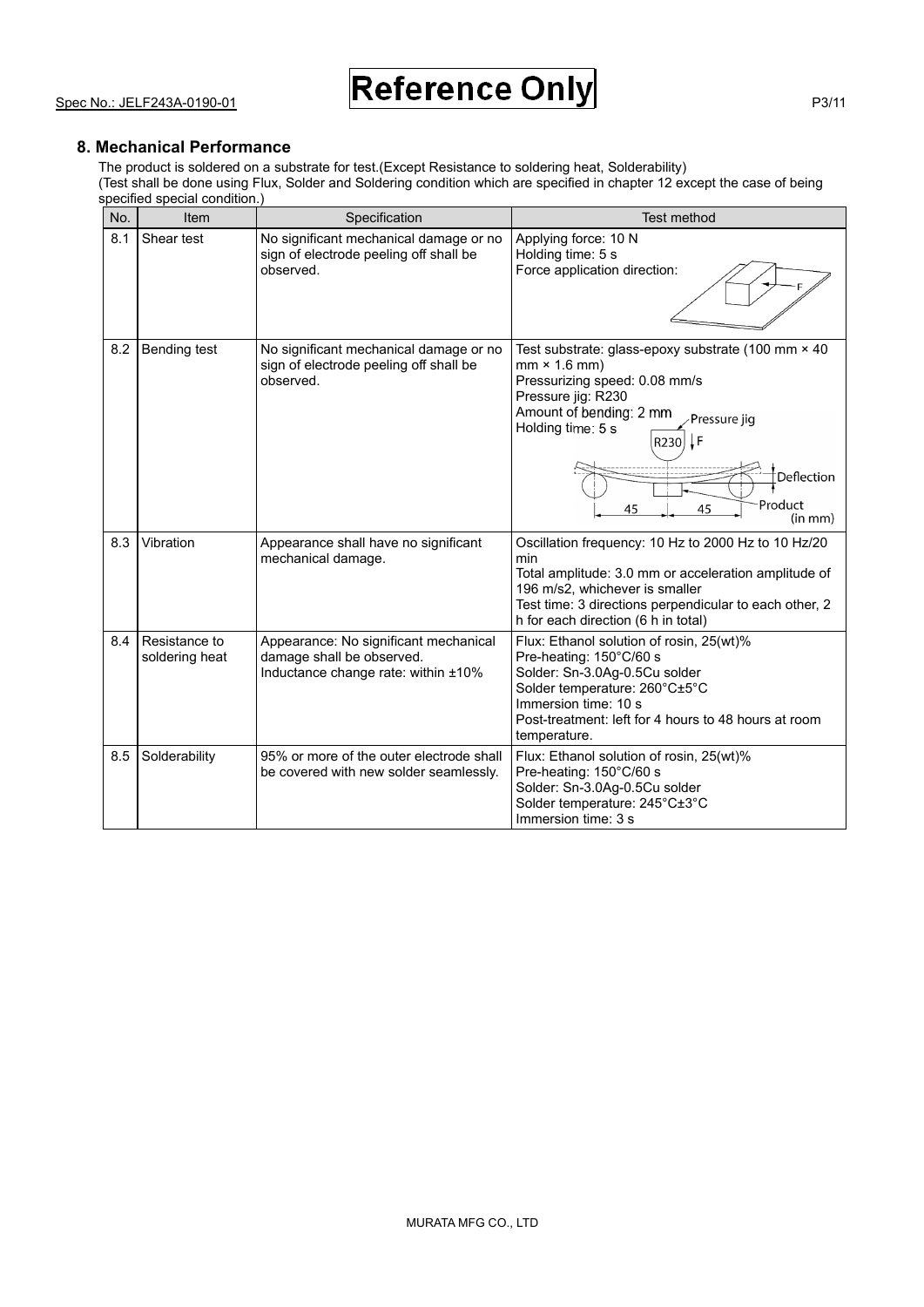## 8. Mechanical Performance

The product is soldered on a substrate for test.(Except Resistance to soldering heat, Solderability)
(Test shall be done using Flux, Solder and Soldering condition which are specified in chapter 12 except the case of being specified special condition.)

| No. | Item | Specification | Test method |
|---|---|---|---|
| 8.1 | Shear test | No significant mechanical damage or no sign of electrode peeling off shall be observed. | Applying force: 10 N<br>Holding time: 5 s<br>Force application direction: |
| 8.2 | Bending test | No significant mechanical damage or no sign of electrode peeling off shall be observed. | Test substrate: glass-epoxy substrate (100 mm × 40 mm × 1.6 mm)<br>Pressurizing speed: 0.08 mm/s<br>Pressure jig: R230<br>Amount of bending: 2 mm<br>Holding time: 5 s<br>Pressure jig<br>R230 F<br>Deflection<br>45 45<br>Product<br>(in mm) |
| 8.3 | Vibration | Appearance shall have no significant mechanical damage. | Oscillation frequency: 10 Hz to 2000 Hz to 10 Hz/20 min<br>Total amplitude: 3.0 mm or acceleration amplitude of 196 m/s2, whichever is smaller<br>Test time: 3 directions perpendicular to each other, 2 h for each direction (6 h in total) |
| 8.4 | Resistance to soldering heat | Appearance: No significant mechanical damage shall be observed.<br>Inductance change rate: within ±10% | Flux: Ethanol solution of rosin, 25(wt)%<br>Pre-heating: 150°C/60 s<br>Solder: Sn-3.0Ag-0.5Cu solder<br>Solder temperature: 260°C±5°C<br>Immersion time: 10 s<br>Post-treatment: left for 4 hours to 48 hours at room temperature. |
| 8.5 | Solderability | 95% or more of the outer electrode shall be covered with new solder seamlessly. | Flux: Ethanol solution of rosin, 25(wt)%<br>Pre-heating: 150°C/60 s<br>Solder: Sn-3.0Ag-0.5Cu solder<br>Solder temperature: 245°C±3°C<br>Immersion time: 3 s |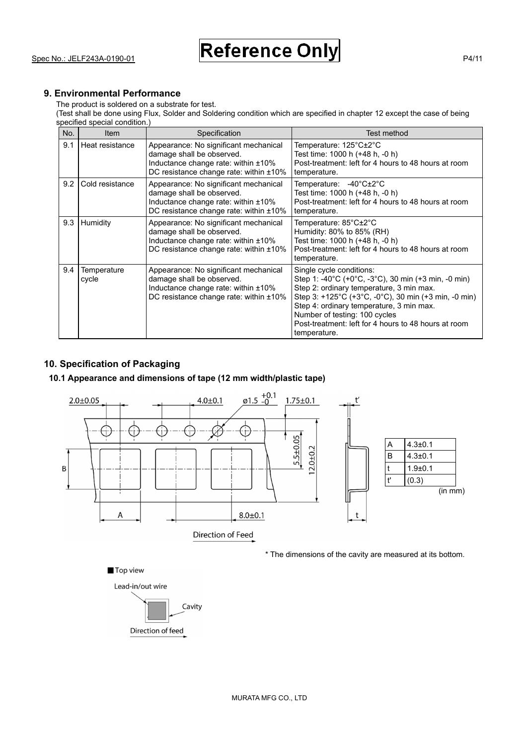## 9. Environmental Performance

The product is soldered on a substrate for test.
(Test shall be done using Flux, Solder and Soldering condition which are specified in chapter 12 except the case of being specified special condition.)

| No. | Item | Specification | Test method |
|---|---|---|---|
| 9.1 | Heat resistance | Appearance: No significant mechanical damage shall be observed.<br>Inductance change rate: within ±10%<br>DC resistance change rate: within ±10% | Temperature: 125°C±2°C<br>Test time: 1000 h (+48 h, -0 h)<br>Post-treatment: left for 4 hours to 48 hours at room temperature. |
| 9.2 | Cold resistance | Appearance: No significant mechanical damage shall be observed.<br>Inductance change rate: within ±10%<br>DC resistance change rate: within ±10% | Temperature: -40°C±2°C<br>Test time: 1000 h (+48 h, -0 h)<br>Post-treatment: left for 4 hours to 48 hours at room temperature. |
| 9.3 | Humidity | Appearance: No significant mechanical damage shall be observed.<br>Inductance change rate: within ±10%<br>DC resistance change rate: within ±10% | Temperature: 85°C±2°C<br>Humidity: 80% to 85% (RH)<br>Test time: 1000 h (+48 h, -0 h)<br>Post-treatment: left for 4 hours to 48 hours at room temperature. |
| 9.4 | Temperature cycle | Appearance: No significant mechanical damage shall be observed.<br>Inductance change rate: within ±10%<br>DC resistance change rate: within ±10% | Single cycle conditions:<br>Step 1: -40°C (+0°C, -3°C), 30 min (+3 min, -0 min)<br>Step 2: ordinary temperature, 3 min max.<br>Step 3: +125°C (+3°C, -0°C), 30 min (+3 min, -0 min)<br>Step 4: ordinary temperature, 3 min max.<br>Number of testing: 100 cycles<br>Post-treatment: left for 4 hours to 48 hours at room temperature. |

## 10. Specification of Packaging

### 10.1 Appearance and dimensions of tape (12 mm width/plastic tape)

2.0±0.05 4.0±0.1 ø1.5 $^{+0.1}_{-0}$ 1.75±0.1 t'

5.5±0.05 12.0±0.2

B A 8.0±0.1 t

Direction of Feed

| A | 4.3±0.1 |
|---|---|
| B | 4.3±0.1 |
| t | 1.9±0.1 |
| t' | (0.3) |

(in mm)

* The dimensions of the cavity are measured at its bottom.

■ Top view

Lead-in/out wire

Cavity

Direction of feed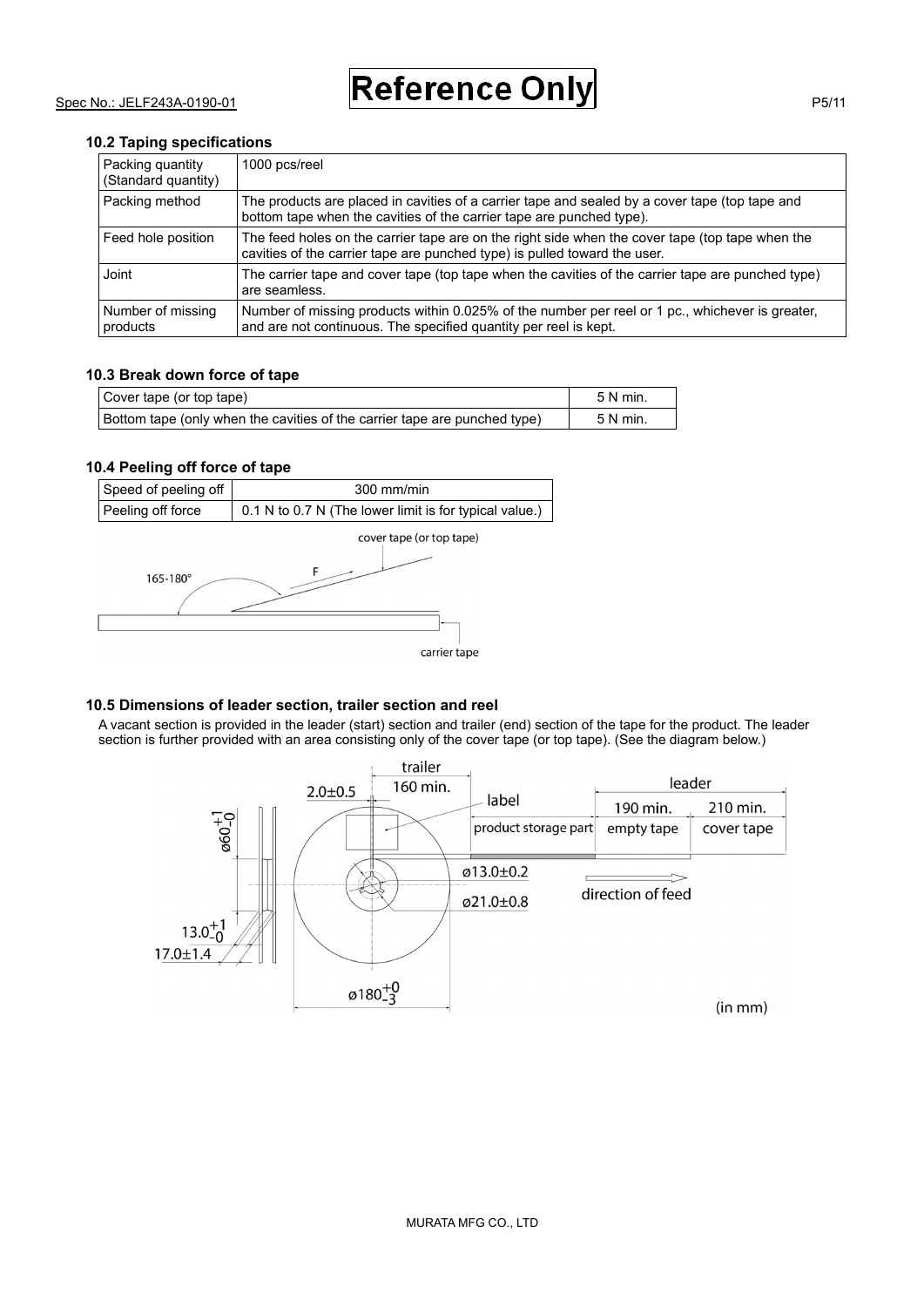**10.2 Taping specifications**

| Packing quantity (Standard quantity) | 1000 pcs/reel |
|---|---|
| Packing method | The products are placed in cavities of a carrier tape and sealed by a cover tape (top tape and bottom tape when the cavities of the carrier tape are punched type). |
| Feed hole position | The feed holes on the carrier tape are on the right side when the cover tape (top tape when the cavities of the carrier tape are punched type) is pulled toward the user. |
| Joint | The carrier tape and cover tape (top tape when the cavities of the carrier tape are punched type) are seamless. |
| Number of missing products | Number of missing products within 0.025% of the number per reel or 1 pc., whichever is greater, and are not continuous. The specified quantity per reel is kept. |

**10.3 Break down force of tape**

| Cover tape (or top tape) | 5 N min. |
|---|---|
| Bottom tape (only when the cavities of the carrier tape are punched type) | 5 N min. |

**10.4 Peeling off force of tape**

| Speed of peeling off | 300 mm/min |
|---|---|
| Peeling off force | 0.1 N to 0.7 N (The lower limit is for typical value.) |

cover tape (or top tape)

165-180°

F

carrier tape

**10.5 Dimensions of leader section, trailer section and reel**

A vacant section is provided in the leader (start) section and trailer (end) section of the tape for the product. The leader section is further provided with an area consisting only of the cover tape (or top tape). (See the diagram below.)

trailer 160 min.

label

product storage part

leader: 190 min. empty tape, 210 min. cover tape

direction of feed

$2.0\pm0.5$

$ø60^{+1}_{-0}$

$ø13.0\pm0.2$

$ø21.0\pm0.8$

$13.0^{+1}_{-0}$

$17.0\pm1.4$

$ø180^{+0}_{-3}$

(in mm)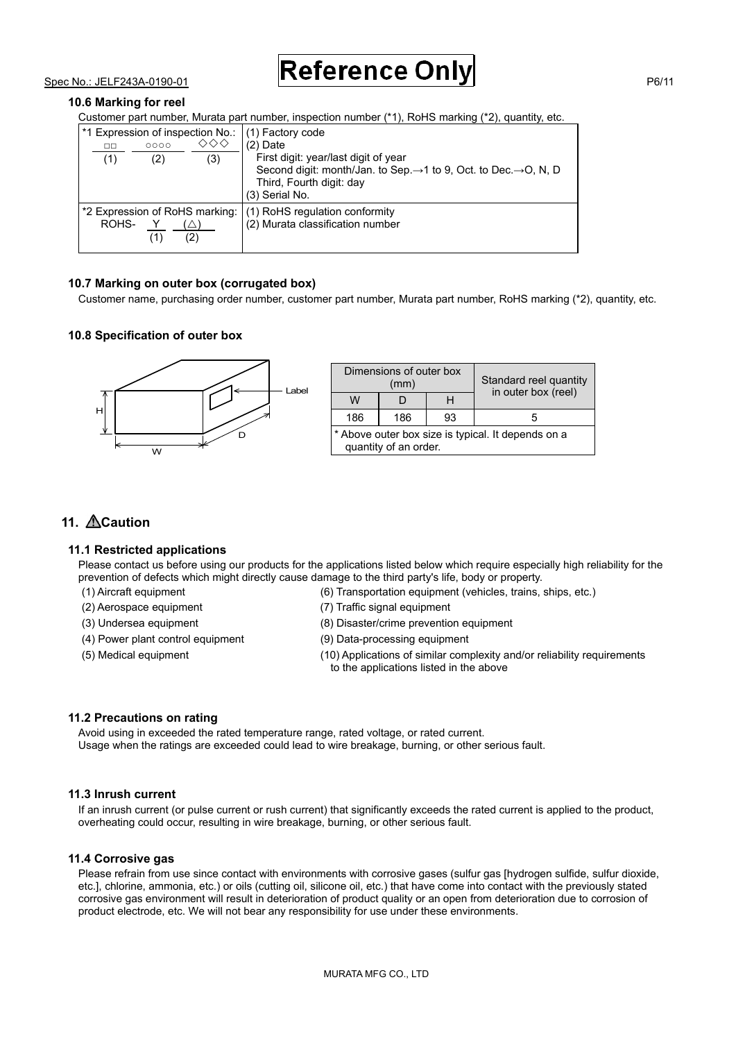### 10.6 Marking for reel

Customer part number, Murata part number, inspection number (*1), RoHS marking (*2), quantity, etc.

| | |
|---|---|
| *1 Expression of inspection No.: □□ (1) ○○○○ (2) ◇◇◇ (3) | (1) Factory code<br>(2) Date<br>First digit: year/last digit of year<br>Second digit: month/Jan. to Sep.→1 to 9, Oct. to Dec.→O, N, D<br>Third, Fourth digit: day<br>(3) Serial No. |
| *2 Expression of RoHS marking: ROHS- Y (1) (△) (2) | (1) RoHS regulation conformity<br>(2) Murata classification number |

### 10.7 Marking on outer box (corrugated box)

Customer name, purchasing order number, customer part number, Murata part number, RoHS marking (*2), quantity, etc.

### 10.8 Specification of outer box

| Dimensions of outer box (mm) | | | Standard reel quantity in outer box (reel) |
|---|---|---|---|
| W | D | H | |
| 186 | 186 | 93 | 5 |

* Above outer box size is typical. It depends on a quantity of an order.

## 11. ⚠Caution

### 11.1 Restricted applications

Please contact us before using our products for the applications listed below which require especially high reliability for the prevention of defects which might directly cause damage to the third party's life, body or property.

(1) Aircraft equipment
(2) Aerospace equipment
(3) Undersea equipment
(4) Power plant control equipment
(5) Medical equipment
(6) Transportation equipment (vehicles, trains, ships, etc.)
(7) Traffic signal equipment
(8) Disaster/crime prevention equipment
(9) Data-processing equipment
(10) Applications of similar complexity and/or reliability requirements to the applications listed in the above

### 11.2 Precautions on rating

Avoid using in exceeded the rated temperature range, rated voltage, or rated current.
Usage when the ratings are exceeded could lead to wire breakage, burning, or other serious fault.

### 11.3 Inrush current

If an inrush current (or pulse current or rush current) that significantly exceeds the rated current is applied to the product, overheating could occur, resulting in wire breakage, burning, or other serious fault.

### 11.4 Corrosive gas

Please refrain from use since contact with environments with corrosive gases (sulfur gas [hydrogen sulfide, sulfur dioxide, etc.], chlorine, ammonia, etc.) or oils (cutting oil, silicone oil, etc.) that have come into contact with the previously stated corrosive gas environment will result in deterioration of product quality or an open from deterioration due to corrosion of product electrode, etc. We will not bear any responsibility for use under these environments.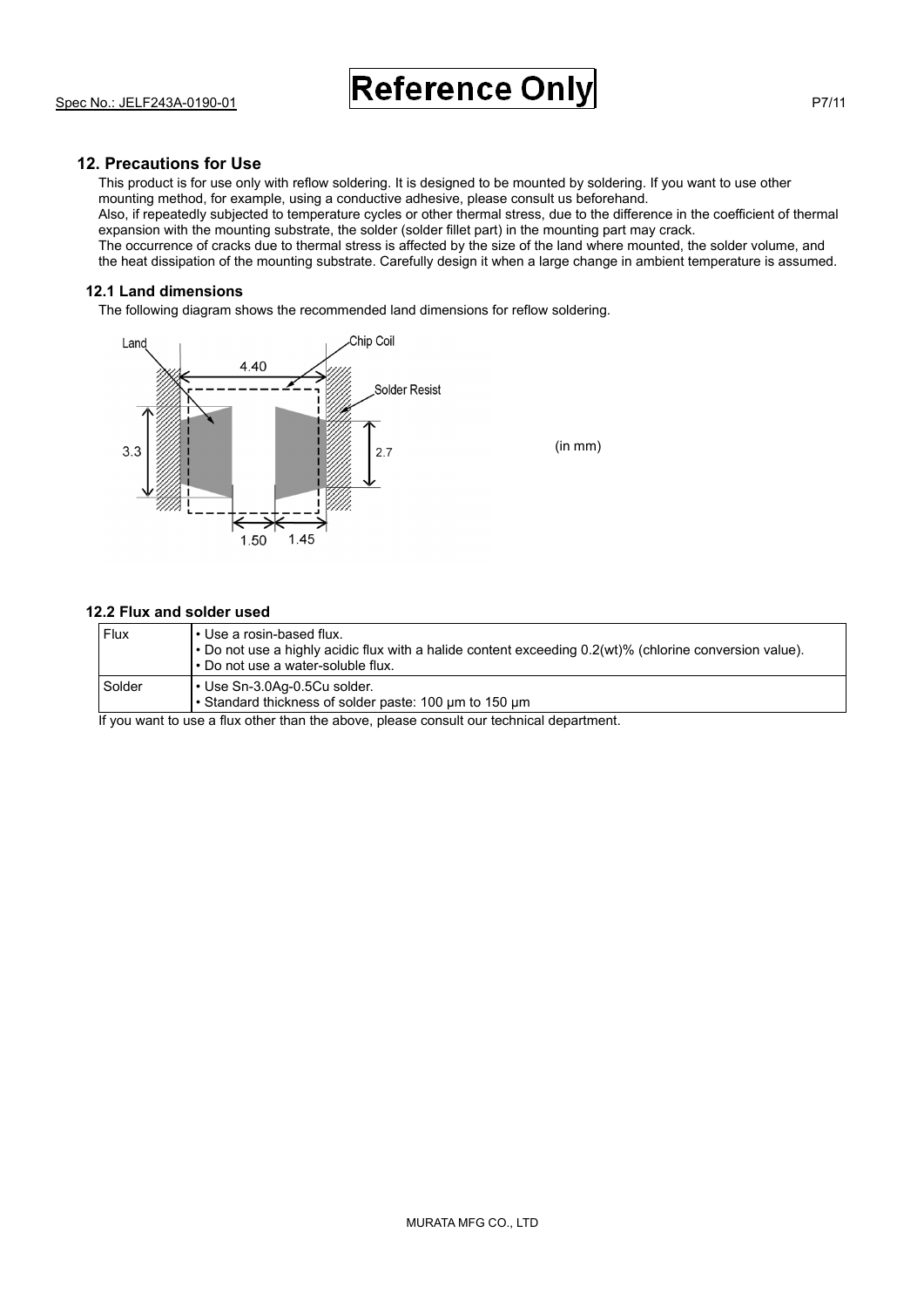## 12. Precautions for Use

This product is for use only with reflow soldering. It is designed to be mounted by soldering. If you want to use other mounting method, for example, using a conductive adhesive, please consult us beforehand.
Also, if repeatedly subjected to temperature cycles or other thermal stress, due to the difference in the coefficient of thermal expansion with the mounting substrate, the solder (solder fillet part) in the mounting part may crack.
The occurrence of cracks due to thermal stress is affected by the size of the land where mounted, the solder volume, and the heat dissipation of the mounting substrate. Carefully design it when a large change in ambient temperature is assumed.

### 12.1 Land dimensions

The following diagram shows the recommended land dimensions for reflow soldering.

Land, Chip Coil, Solder Resist
4.40, 3.3, 2.7, 1.50, 1.45

(in mm)

### 12.2 Flux and solder used

| Flux | • Use a rosin-based flux.<br>• Do not use a highly acidic flux with a halide content exceeding 0.2(wt)% (chlorine conversion value).<br>• Do not use a water-soluble flux. |
|---|---|
| Solder | • Use Sn-3.0Ag-0.5Cu solder.<br>• Standard thickness of solder paste: 100 μm to 150 μm |

If you want to use a flux other than the above, please consult our technical department.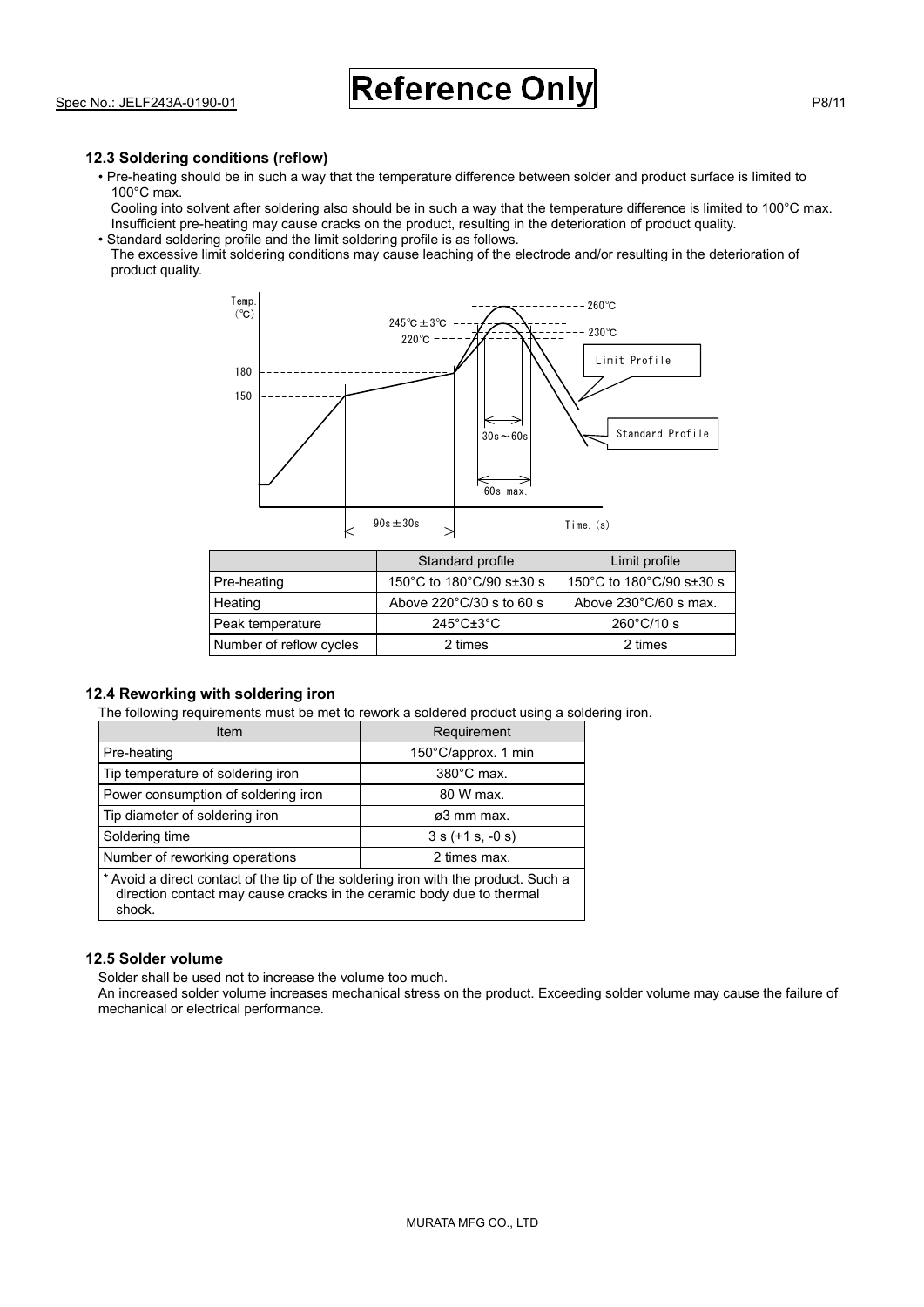### 12.3 Soldering conditions (reflow)

- Pre-heating should be in such a way that the temperature difference between solder and product surface is limited to 100°C max.
  Cooling into solvent after soldering also should be in such a way that the temperature difference is limited to 100°C max.
  Insufficient pre-heating may cause cracks on the product, resulting in the deterioration of product quality.
- Standard soldering profile and the limit soldering profile is as follows.
  The excessive limit soldering conditions may cause leaching of the electrode and/or resulting in the deterioration of product quality.

| | Standard profile | Limit profile |
|---|---|---|
| Pre-heating | 150°C to 180°C/90 s±30 s | 150°C to 180°C/90 s±30 s |
| Heating | Above 220°C/30 s to 60 s | Above 230°C/60 s max. |
| Peak temperature | 245°C±3°C | 260°C/10 s |
| Number of reflow cycles | 2 times | 2 times |

### 12.4 Reworking with soldering iron

The following requirements must be met to rework a soldered product using a soldering iron.

| Item | Requirement |
|---|---|
| Pre-heating | 150°C/approx. 1 min |
| Tip temperature of soldering iron | 380°C max. |
| Power consumption of soldering iron | 80 W max. |
| Tip diameter of soldering iron | ø3 mm max. |
| Soldering time | 3 s (+1 s, -0 s) |
| Number of reworking operations | 2 times max. |

* Avoid a direct contact of the tip of the soldering iron with the product. Such a direction contact may cause cracks in the ceramic body due to thermal shock.

### 12.5 Solder volume

Solder shall be used not to increase the volume too much.
An increased solder volume increases mechanical stress on the product. Exceeding solder volume may cause the failure of mechanical or electrical performance.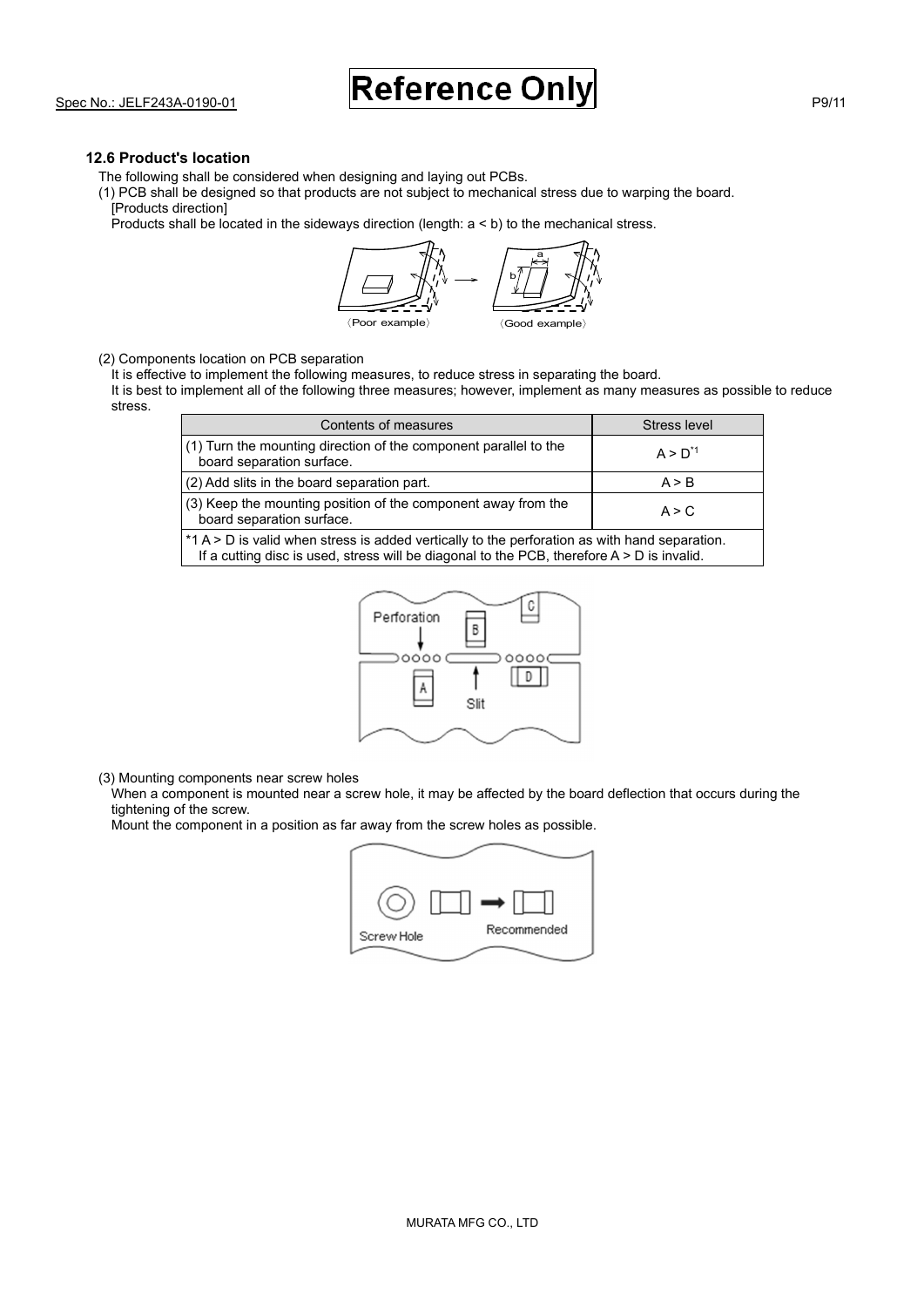### 12.6 Product's location

The following shall be considered when designing and laying out PCBs.

(1) PCB shall be designed so that products are not subject to mechanical stress due to warping the board.
[Products direction]
Products shall be located in the sideways direction (length: a < b) to the mechanical stress.

〈Poor example〉 〈Good example〉

(2) Components location on PCB separation
It is effective to implement the following measures, to reduce stress in separating the board.
It is best to implement all of the following three measures; however, implement as many measures as possible to reduce stress.

| Contents of measures | Stress level |
| --- | --- |
| (1) Turn the mounting direction of the component parallel to the board separation surface. | A > D*1 |
| (2) Add slits in the board separation part. | A > B |
| (3) Keep the mounting position of the component away from the board separation surface. | A > C |
| *1 A > D is valid when stress is added vertically to the perforation as with hand separation. If a cutting disc is used, stress will be diagonal to the PCB, therefore A > D is invalid. | |

(3) Mounting components near screw holes
When a component is mounted near a screw hole, it may be affected by the board deflection that occurs during the tightening of the screw.
Mount the component in a position as far away from the screw holes as possible.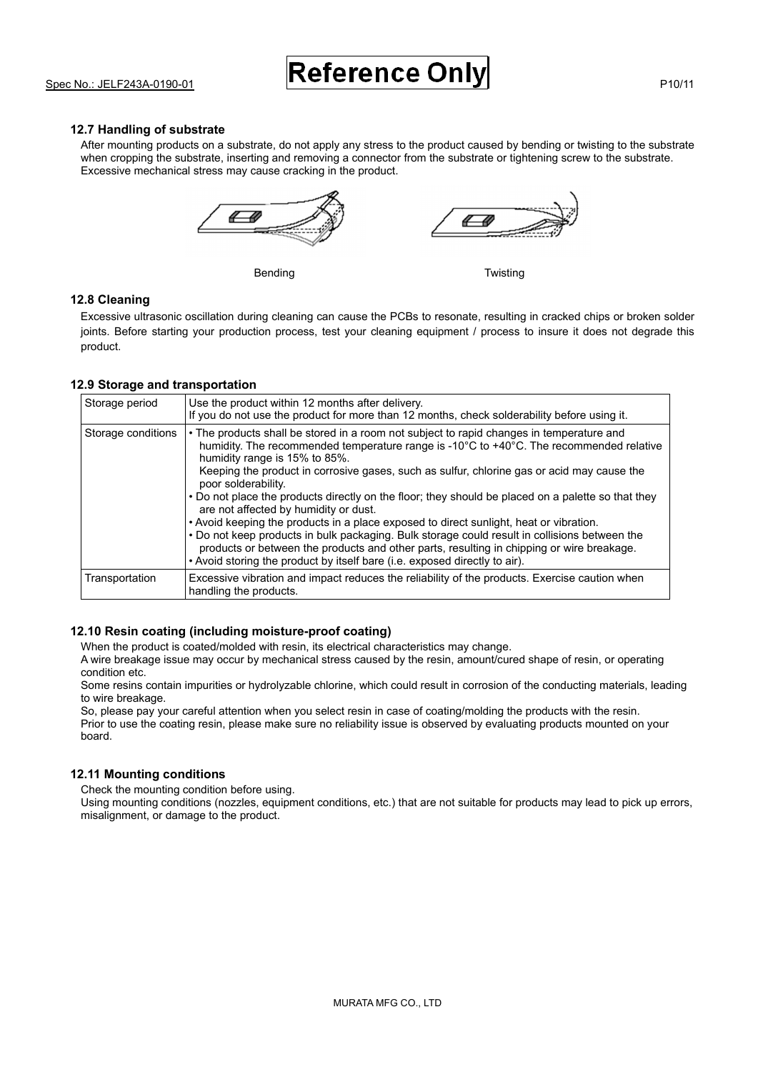### 12.7 Handling of substrate

After mounting products on a substrate, do not apply any stress to the product caused by bending or twisting to the substrate when cropping the substrate, inserting and removing a connector from the substrate or tightening screw to the substrate. Excessive mechanical stress may cause cracking in the product.

Bending Twisting

### 12.8 Cleaning

Excessive ultrasonic oscillation during cleaning can cause the PCBs to resonate, resulting in cracked chips or broken solder joints. Before starting your production process, test your cleaning equipment / process to insure it does not degrade this product.

### 12.9 Storage and transportation

| | |
|---|---|
| Storage period | Use the product within 12 months after delivery.<br>If you do not use the product for more than 12 months, check solderability before using it. |
| Storage conditions | • The products shall be stored in a room not subject to rapid changes in temperature and humidity. The recommended temperature range is -10°C to +40°C. The recommended relative humidity range is 15% to 85%.<br>Keeping the product in corrosive gases, such as sulfur, chlorine gas or acid may cause the poor solderability.<br>• Do not place the products directly on the floor; they should be placed on a palette so that they are not affected by humidity or dust.<br>• Avoid keeping the products in a place exposed to direct sunlight, heat or vibration.<br>• Do not keep products in bulk packaging. Bulk storage could result in collisions between the products or between the products and other parts, resulting in chipping or wire breakage.<br>• Avoid storing the product by itself bare (i.e. exposed directly to air). |
| Transportation | Excessive vibration and impact reduces the reliability of the products. Exercise caution when handling the products. |

### 12.10 Resin coating (including moisture-proof coating)

When the product is coated/molded with resin, its electrical characteristics may change.
A wire breakage issue may occur by mechanical stress caused by the resin, amount/cured shape of resin, or operating condition etc.
Some resins contain impurities or hydrolyzable chlorine, which could result in corrosion of the conducting materials, leading to wire breakage.
So, please pay your careful attention when you select resin in case of coating/molding the products with the resin.
Prior to use the coating resin, please make sure no reliability issue is observed by evaluating products mounted on your board.

### 12.11 Mounting conditions

Check the mounting condition before using.
Using mounting conditions (nozzles, equipment conditions, etc.) that are not suitable for products may lead to pick up errors, misalignment, or damage to the product.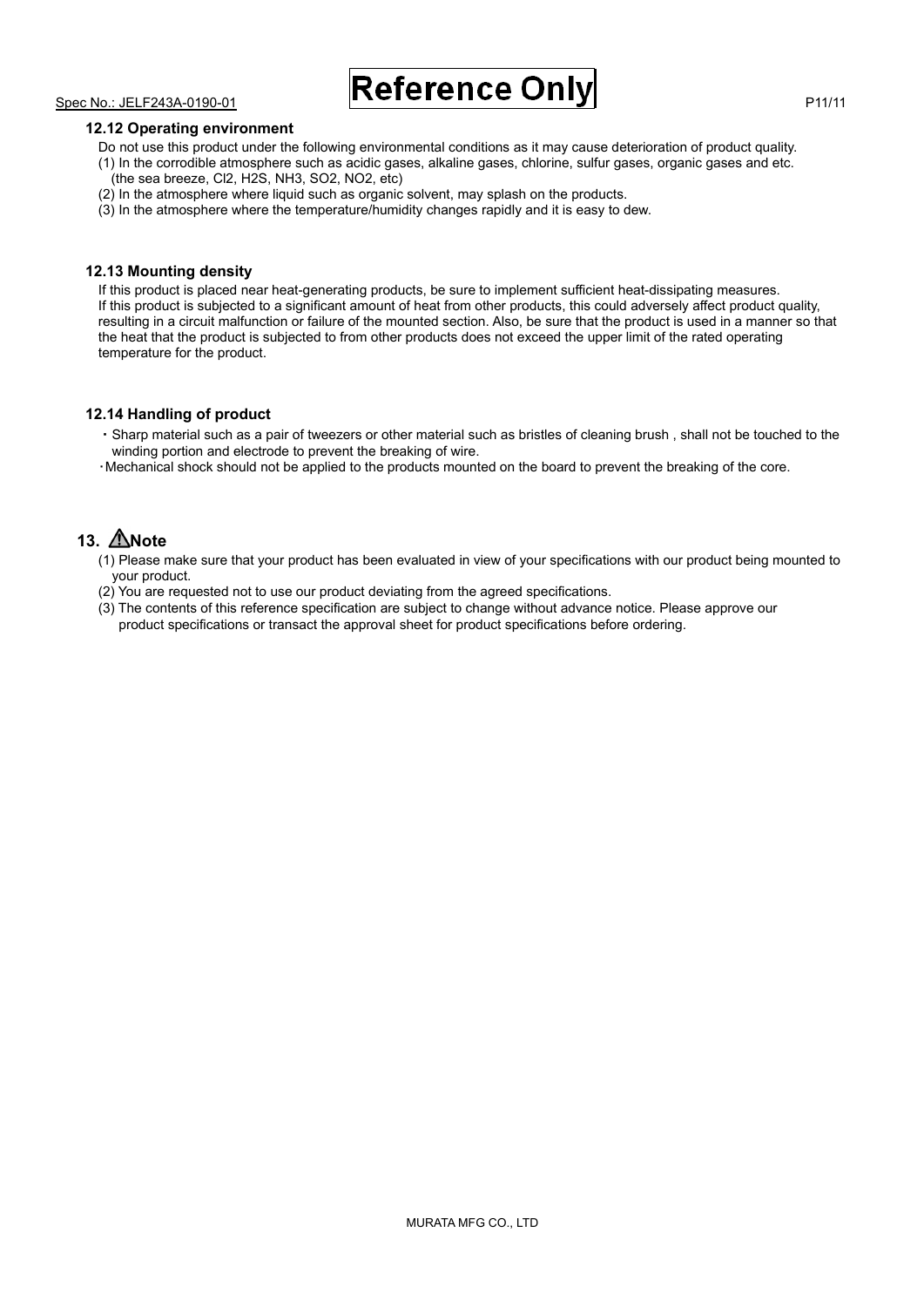### 12.12 Operating environment

Do not use this product under the following environmental conditions as it may cause deterioration of product quality.

(1) In the corrodible atmosphere such as acidic gases, alkaline gases, chlorine, sulfur gases, organic gases and etc. (the sea breeze, $Cl_2$, $H_2S$, $NH_3$, $SO_2$, $NO_2$, etc)

(2) In the atmosphere where liquid such as organic solvent, may splash on the products.

(3) In the atmosphere where the temperature/humidity changes rapidly and it is easy to dew.

### 12.13 Mounting density

If this product is placed near heat-generating products, be sure to implement sufficient heat-dissipating measures. If this product is subjected to a significant amount of heat from other products, this could adversely affect product quality, resulting in a circuit malfunction or failure of the mounted section. Also, be sure that the product is used in a manner so that the heat that the product is subjected to from other products does not exceed the upper limit of the rated operating temperature for the product.

### 12.14 Handling of product

・Sharp material such as a pair of tweezers or other material such as bristles of cleaning brush , shall not be touched to the winding portion and electrode to prevent the breaking of wire.

・Mechanical shock should not be applied to the products mounted on the board to prevent the breaking of the core.

## 13. ⚠Note

(1) Please make sure that your product has been evaluated in view of your specifications with our product being mounted to your product.

(2) You are requested not to use our product deviating from the agreed specifications.

(3) The contents of this reference specification are subject to change without advance notice. Please approve our product specifications or transact the approval sheet for product specifications before ordering.

MURATA MFG CO., LTD